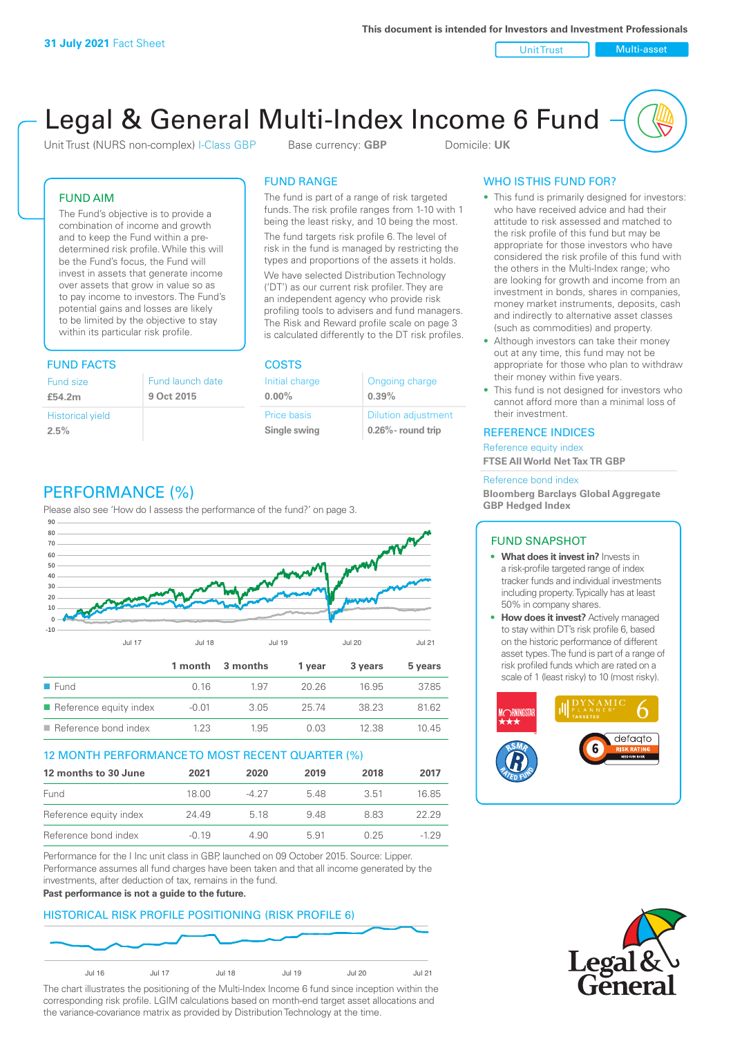**31 July 2021** Fact Sheet

**This document is intended for Investors and Investment Professionals**

Unit Trust | Multi-asset

# Legal & General Multi-Index Income 6 Fund

Unit Trust (NURS non-complex) I-Class GBP    Base currency: **GBP**    Domicile: **UK**

## FUND AIM

The Fund's objective is to provide a combination of income and growth and to keep the Fund within a pre-determined risk profile. While this will be the Fund's focus, the Fund will invest in assets that generate income over assets that grow in value so as to pay income to investors. The Fund's potential gains and losses are likely to be limited by the objective to stay within its particular risk profile.

## FUND RANGE

The fund is part of a range of risk targeted funds. The risk profile ranges from 1-10 with 1 being the least risky, and 10 being the most.

The fund targets risk profile 6. The level of risk in the fund is managed by restricting the types and proportions of the assets it holds.

We have selected Distribution Technology ('DT') as our current risk profiler. They are an independent agency who provide risk profiling tools to advisers and fund managers. The Risk and Reward profile scale on page 3 is calculated differently to the DT risk profiles.

## WHO IS THIS FUND FOR?

- This fund is primarily designed for investors: who have received advice and had their attitude to risk assessed and matched to the risk profile of this fund but may be appropriate for those investors who have considered the risk profile of this fund with the others in the Multi-Index range; who are looking for growth and income from an investment in bonds, shares in companies, money market instruments, deposits, cash and indirectly to alternative asset classes (such as commodities) and property.
- Although investors can take their money out at any time, this fund may not be appropriate for those who plan to withdraw their money within five years.
- This fund is not designed for investors who cannot afford more than a minimal loss of their investment.

## FUND FACTS

| Fund size | Fund launch date |
|---|---|
| **£54.2m** | **9 Oct 2015** |
| Historical yield | |
| **2.5%** | |

## COSTS

| Initial charge | Ongoing charge |
|---|---|
| **0.00%** | **0.39%** |
| Price basis | Dilution adjustment |
| **Single swing** | **0.26%- round trip** |

## REFERENCE INDICES

Reference equity index
**FTSE All World Net Tax TR GBP**

Reference bond index
**Bloomberg Barclays Global Aggregate GBP Hedged Index**

## PERFORMANCE (%)

Please also see 'How do I assess the performance of the fund?' on page 3.

| | 1 month | 3 months | 1 year | 3 years | 5 years |
|---|---|---|---|---|---|
| Fund | 0.16 | 1.97 | 20.26 | 16.95 | 37.85 |
| Reference equity index | -0.01 | 3.05 | 25.74 | 38.23 | 81.62 |
| Reference bond index | 1.23 | 1.95 | 0.03 | 12.38 | 10.45 |

## 12 MONTH PERFORMANCE TO MOST RECENT QUARTER (%)

| 12 months to 30 June | 2021 | 2020 | 2019 | 2018 | 2017 |
|---|---|---|---|---|---|
| Fund | 18.00 | -4.27 | 5.48 | 3.51 | 16.85 |
| Reference equity index | 24.49 | 5.18 | 9.48 | 8.83 | 22.29 |
| Reference bond index | -0.19 | 4.90 | 5.91 | 0.25 | -1.29 |

Performance for the I Inc unit class in GBP, launched on 09 October 2015. Source: Lipper. Performance assumes all fund charges have been taken and that all income generated by the investments, after deduction of tax, remains in the fund.

**Past performance is not a guide to the future.**

## HISTORICAL RISK PROFILE POSITIONING (RISK PROFILE 6)

The chart illustrates the positioning of the Multi-Index Income 6 fund since inception within the corresponding risk profile. LGIM calculations based on month-end target asset allocations and the variance-covariance matrix as provided by Distribution Technology at the time.

## FUND SNAPSHOT

- **What does it invest in?** Invests in a risk-profile targeted range of index tracker funds and individual investments including property. Typically has at least 50% in company shares.
- **How does it invest?** Actively managed to stay within DT's risk profile 6, based on the historic performance of different asset types. The fund is part of a range of risk profiled funds which are rated on a scale of 1 (least risky) to 10 (most risky).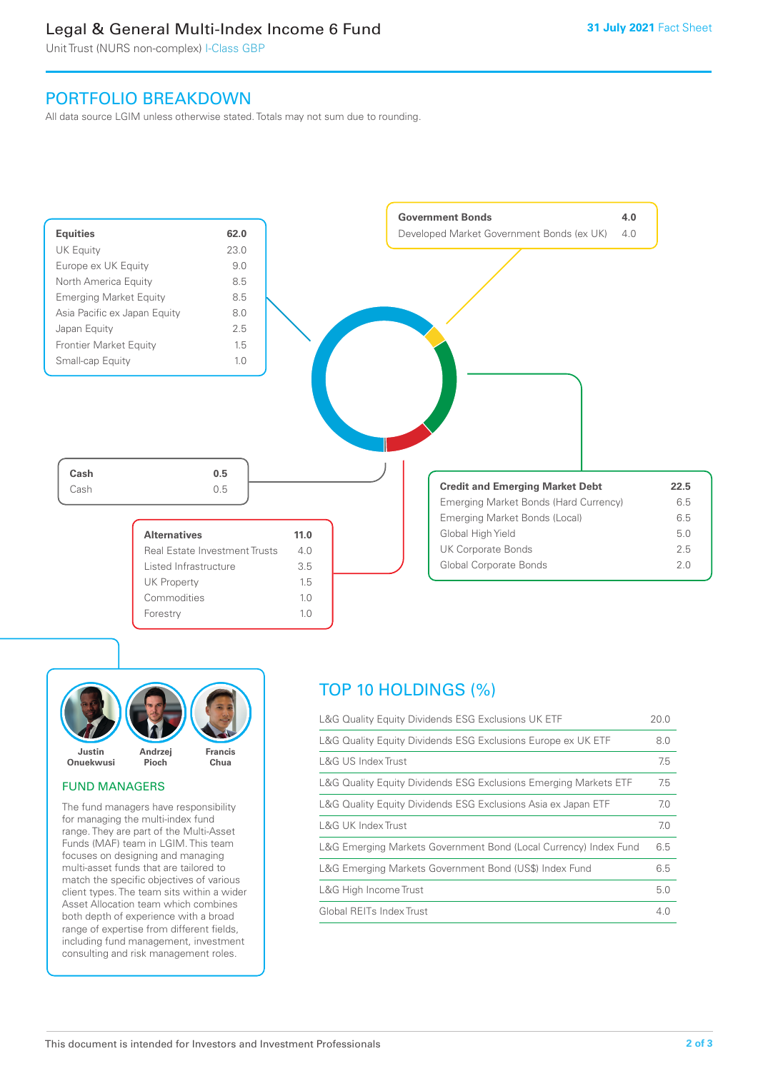# Legal & General Multi-Index Income 6 Fund

Unit Trust (NURS non-complex) I-Class GBP

**31 July 2021** Fact Sheet

## PORTFOLIO BREAKDOWN

All data source LGIM unless otherwise stated. Totals may not sum due to rounding.

| **Equities** | **62.0** |
|---|---|
| UK Equity | 23.0 |
| Europe ex UK Equity | 9.0 |
| North America Equity | 8.5 |
| Emerging Market Equity | 8.5 |
| Asia Pacific ex Japan Equity | 8.0 |
| Japan Equity | 2.5 |
| Frontier Market Equity | 1.5 |
| Small-cap Equity | 1.0 |

| **Government Bonds** | **4.0** |
|---|---|
| Developed Market Government Bonds (ex UK) | 4.0 |

| **Credit and Emerging Market Debt** | **22.5** |
|---|---|
| Emerging Market Bonds (Hard Currency) | 6.5 |
| Emerging Market Bonds (Local) | 6.5 |
| Global High Yield | 5.0 |
| UK Corporate Bonds | 2.5 |
| Global Corporate Bonds | 2.0 |

| **Cash** | **0.5** |
|---|---|
| Cash | 0.5 |

| **Alternatives** | **11.0** |
|---|---|
| Real Estate Investment Trusts | 4.0 |
| Listed Infrastructure | 3.5 |
| UK Property | 1.5 |
| Commodities | 1.0 |
| Forestry | 1.0 |

Justin Onuekwusi, Andrzej Pioch, Francis Chua

### FUND MANAGERS

The fund managers have responsibility for managing the multi-index fund range. They are part of the Multi-Asset Funds (MAF) team in LGIM. This team focuses on designing and managing multi-asset funds that are tailored to match the specific objectives of various client types. The team sits within a wider Asset Allocation team which combines both depth of experience with a broad range of expertise from different fields, including fund management, investment consulting and risk management roles.

## TOP 10 HOLDINGS (%)

| Holding | % |
|---|---|
| L&G Quality Equity Dividends ESG Exclusions UK ETF | 20.0 |
| L&G Quality Equity Dividends ESG Exclusions Europe ex UK ETF | 8.0 |
| L&G US Index Trust | 7.5 |
| L&G Quality Equity Dividends ESG Exclusions Emerging Markets ETF | 7.5 |
| L&G Quality Equity Dividends ESG Exclusions Asia ex Japan ETF | 7.0 |
| L&G UK Index Trust | 7.0 |
| L&G Emerging Markets Government Bond (Local Currency) Index Fund | 6.5 |
| L&G Emerging Markets Government Bond (US$) Index Fund | 6.5 |
| L&G High Income Trust | 5.0 |
| Global REITs Index Trust | 4.0 |

This document is intended for Investors and Investment Professionals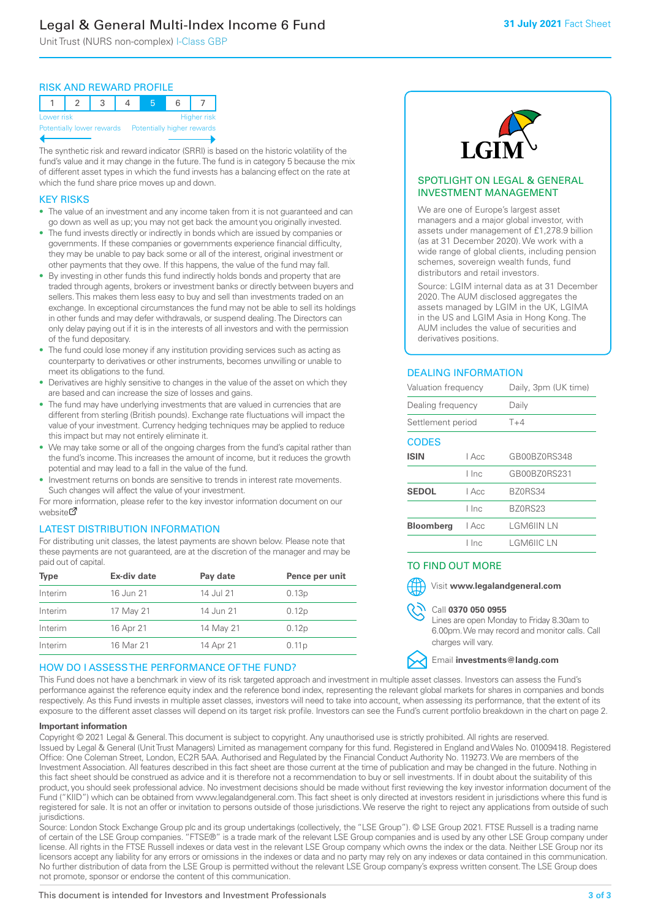# Legal & General Multi-Index Income 6 Fund

Unit Trust (NURS non-complex) I-Class GBP

**31 July 2021** Fact Sheet

## RISK AND REWARD PROFILE

| 1 | 2 | 3 | 4 | 5 | 6 | 7 |
|---|---|---|---|---|---|---|

Lower risk — Higher risk

Potentially lower rewards — Potentially higher rewards

The synthetic risk and reward indicator (SRRI) is based on the historic volatility of the fund's value and it may change in the future. The fund is in category 5 because the mix of different asset types in which the fund invests has a balancing effect on the rate at which the fund share price moves up and down.

## KEY RISKS

- The value of an investment and any income taken from it is not guaranteed and can go down as well as up; you may not get back the amount you originally invested.
- The fund invests directly or indirectly in bonds which are issued by companies or governments. If these companies or governments experience financial difficulty, they may be unable to pay back some or all of the interest, original investment or other payments that they owe. If this happens, the value of the fund may fall.
- By investing in other funds this fund indirectly holds bonds and property that are traded through agents, brokers or investment banks or directly between buyers and sellers. This makes them less easy to buy and sell than investments traded on an exchange. In exceptional circumstances the fund may not be able to sell its holdings in other funds and may defer withdrawals, or suspend dealing. The Directors can only delay paying out if it is in the interests of all investors and with the permission of the fund depositary.
- The fund could lose money if any institution providing services such as acting as counterparty to derivatives or other instruments, becomes unwilling or unable to meet its obligations to the fund.
- Derivatives are highly sensitive to changes in the value of the asset on which they are based and can increase the size of losses and gains.
- The fund may have underlying investments that are valued in currencies that are different from sterling (British pounds). Exchange rate fluctuations will impact the value of your investment. Currency hedging techniques may be applied to reduce this impact but may not entirely eliminate it.
- We may take some or all of the ongoing charges from the fund's capital rather than the fund's income. This increases the amount of income, but it reduces the growth potential and may lead to a fall in the value of the fund.
- Investment returns on bonds are sensitive to trends in interest rate movements. Such changes will affect the value of your investment.

For more information, please refer to the key investor information document on our website

## LATEST DISTRIBUTION INFORMATION

For distributing unit classes, the latest payments are shown below. Please note that these payments are not guaranteed, are at the discretion of the manager and may be paid out of capital.

| Type | Ex-div date | Pay date | Pence per unit |
|---|---|---|---|
| Interim | 16 Jun 21 | 14 Jul 21 | 0.13p |
| Interim | 17 May 21 | 14 Jun 21 | 0.12p |
| Interim | 16 Apr 21 | 14 May 21 | 0.12p |
| Interim | 16 Mar 21 | 14 Apr 21 | 0.11p |

## HOW DO I ASSESS THE PERFORMANCE OF THE FUND?

This Fund does not have a benchmark in view of its risk targeted approach and investment in multiple asset classes. Investors can assess the Fund's performance against the reference equity index and the reference bond index, representing the relevant global markets for shares in companies and bonds respectively. As this Fund invests in multiple asset classes, investors will need to take into account, when assessing its performance, that the extent of its exposure to the different asset classes will depend on its target risk profile. Investors can see the Fund's current portfolio breakdown in the chart on page 2.

## SPOTLIGHT ON LEGAL & GENERAL INVESTMENT MANAGEMENT

We are one of Europe's largest asset managers and a major global investor, with assets under management of £1,278.9 billion (as at 31 December 2020). We work with a wide range of global clients, including pension schemes, sovereign wealth funds, fund distributors and retail investors.

Source: LGIM internal data as at 31 December 2020. The AUM disclosed aggregates the assets managed by LGIM in the UK, LGIMA in the US and LGIM Asia in Hong Kong. The AUM includes the value of securities and derivatives positions.

## DEALING INFORMATION

| | |
|---|---|
| Valuation frequency | Daily, 3pm (UK time) |
| Dealing frequency | Daily |
| Settlement period | T+4 |

## CODES

| | | |
|---|---|---|
| **ISIN** | I Acc | GB00BZ0RS348 |
| | I Inc | GB00BZ0RS231 |
| **SEDOL** | I Acc | BZ0RS34 |
| | I Inc | BZ0RS23 |
| **Bloomberg** | I Acc | LGM6IIN LN |
| | I Inc | LGM6IIC LN |

## TO FIND OUT MORE

Visit **www.legalandgeneral.com**

Call **0370 050 0955**
Lines are open Monday to Friday 8.30am to 6.00pm. We may record and monitor calls. Call charges will vary.

Email **investments@landg.com**

### Important information

Copyright © 2021 Legal & General. This document is subject to copyright. Any unauthorised use is strictly prohibited. All rights are reserved.

Issued by Legal & General (Unit Trust Managers) Limited as management company for this fund. Registered in England and Wales No. 01009418. Registered Office: One Coleman Street, London, EC2R 5AA. Authorised and Regulated by the Financial Conduct Authority No. 119273. We are members of the Investment Association. All features described in this fact sheet are those current at the time of publication and may be changed in the future. Nothing in this fact sheet should be construed as advice and it is therefore not a recommendation to buy or sell investments. If in doubt about the suitability of this product, you should seek professional advice. No investment decisions should be made without first reviewing the key investor information document of the Fund ("KIID") which can be obtained from www.legalandgeneral.com. This fact sheet is only directed at investors resident in jurisdictions where this fund is registered for sale. It is not an offer or invitation to persons outside of those jurisdictions. We reserve the right to reject any applications from outside of such jurisdictions.

Source: London Stock Exchange Group plc and its group undertakings (collectively, the "LSE Group"). © LSE Group 2021. FTSE Russell is a trading name of certain of the LSE Group companies. "FTSE®" is a trade mark of the relevant LSE Group companies and is used by any other LSE Group company under license. All rights in the FTSE Russell indexes or data vest in the relevant LSE Group company which owns the index or the data. Neither LSE Group nor its licensors accept any liability for any errors or omissions in the indexes or data and no party may rely on any indexes or data contained in this communication. No further distribution of data from the LSE Group is permitted without the relevant LSE Group company's express written consent. The LSE Group does not promote, sponsor or endorse the content of this communication.

This document is intended for Investors and Investment Professionals